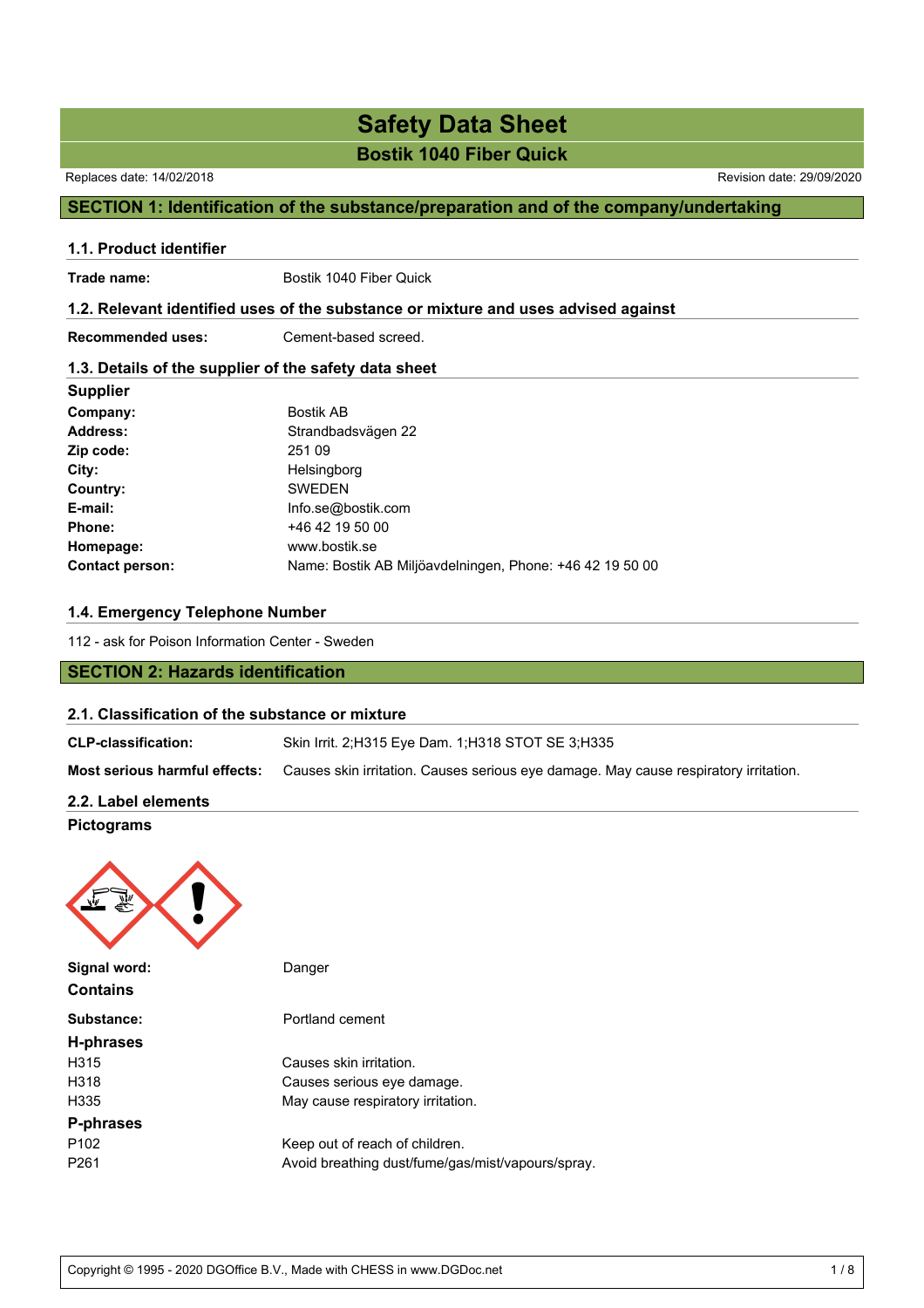# Safety Data Sheet

## Bostik 1040 Fiber Quick

Replaces date: 14/02/2018

Revision date: 29/09/2020

## SECTION 1: Identification of the substance/preparation and of the company/undertaking

### 1.1. Product identifier

**Trade name:** Bostik 1040 Fiber Quick

### 1.2. Relevant identified uses of the substance or mixture and uses advised against

**Recommended uses:** Cement-based screed.

### 1.3. Details of the supplier of the safety data sheet

**Supplier**

| | |
|---|---|
| **Company:** | Bostik AB |
| **Address:** | Strandbadsvägen 22 |
| **Zip code:** | 251 09 |
| **City:** | Helsingborg |
| **Country:** | SWEDEN |
| **E-mail:** | Info.se@bostik.com |
| **Phone:** | +46 42 19 50 00 |
| **Homepage:** | www.bostik.se |
| **Contact person:** | Name: Bostik AB Miljöavdelningen, Phone: +46 42 19 50 00 |

### 1.4. Emergency Telephone Number

112 - ask for Poison Information Center - Sweden

## SECTION 2: Hazards identification

### 2.1. Classification of the substance or mixture

**CLP-classification:** Skin Irrit. 2;H315 Eye Dam. 1;H318 STOT SE 3;H335

**Most serious harmful effects:** Causes skin irritation. Causes serious eye damage. May cause respiratory irritation.

### 2.2. Label elements

**Pictograms**

**Signal word:** Danger

**Contains**

**Substance:** Portland cement

**H-phrases**

| | |
|---|---|
| H315 | Causes skin irritation. |
| H318 | Causes serious eye damage. |
| H335 | May cause respiratory irritation. |

**P-phrases**

| | |
|---|---|
| P102 | Keep out of reach of children. |
| P261 | Avoid breathing dust/fume/gas/mist/vapours/spray. |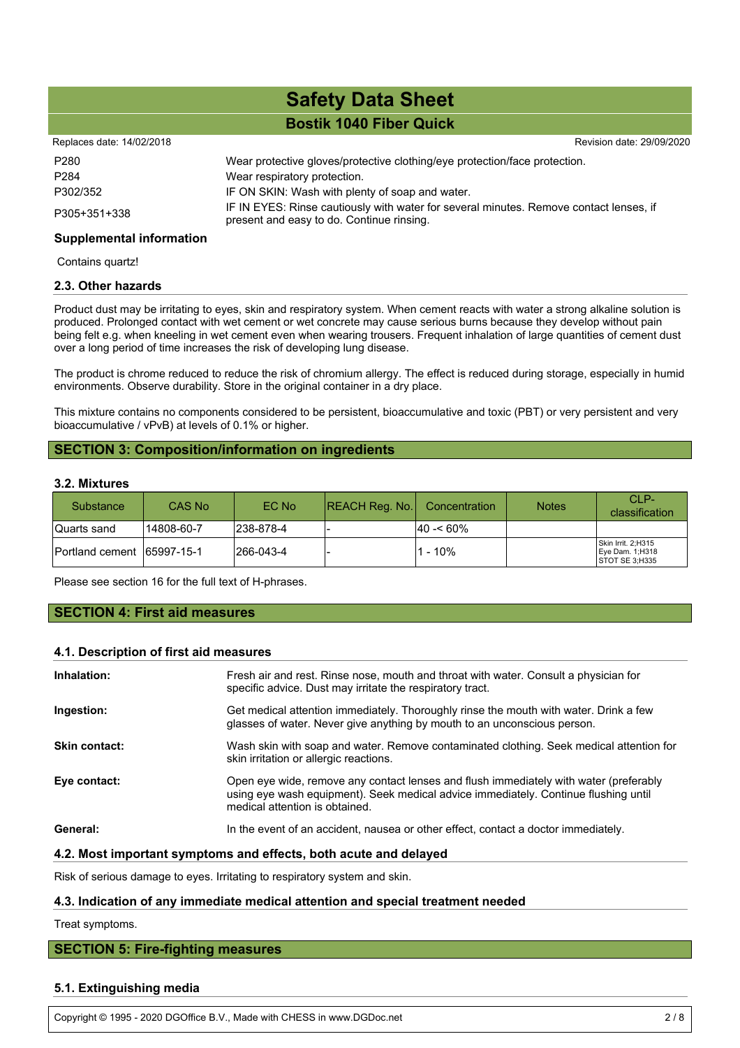| | |
|---|---|
| P280 | Wear protective gloves/protective clothing/eye protection/face protection. |
| P284 | Wear respiratory protection. |
| P302/352 | IF ON SKIN: Wash with plenty of soap and water. |
| P305+351+338 | IF IN EYES: Rinse cautiously with water for several minutes. Remove contact lenses, if present and easy to do. Continue rinsing. |

**Supplemental information**

Contains quartz!

### 2.3. Other hazards

Product dust may be irritating to eyes, skin and respiratory system. When cement reacts with water a strong alkaline solution is produced. Prolonged contact with wet cement or wet concrete may cause serious burns because they develop without pain being felt e.g. when kneeling in wet cement even when wearing trousers. Frequent inhalation of large quantities of cement dust over a long period of time increases the risk of developing lung disease.

The product is chrome reduced to reduce the risk of chromium allergy. The effect is reduced during storage, especially in humid environments. Observe durability. Store in the original container in a dry place.

This mixture contains no components considered to be persistent, bioaccumulative and toxic (PBT) or very persistent and very bioaccumulative / vPvB) at levels of 0.1% or higher.

## SECTION 3: Composition/information on ingredients

### 3.2. Mixtures

| Substance | CAS No | EC No | REACH Reg. No. | Concentration | Notes | CLP-classification |
|---|---|---|---|---|---|---|
| Quarts sand | 14808-60-7 | 238-878-4 | - | 40 -< 60% | | |
| Portland cement | 65997-15-1 | 266-043-4 | - | 1 - 10% | | Skin Irrit. 2;H315 Eye Dam. 1;H318 STOT SE 3;H335 |

Please see section 16 for the full text of H-phrases.

## SECTION 4: First aid measures

### 4.1. Description of first aid measures

| | |
|---|---|
| **Inhalation:** | Fresh air and rest. Rinse nose, mouth and throat with water. Consult a physician for specific advice. Dust may irritate the respiratory tract. |
| **Ingestion:** | Get medical attention immediately. Thoroughly rinse the mouth with water. Drink a few glasses of water. Never give anything by mouth to an unconscious person. |
| **Skin contact:** | Wash skin with soap and water. Remove contaminated clothing. Seek medical attention for skin irritation or allergic reactions. |
| **Eye contact:** | Open eye wide, remove any contact lenses and flush immediately with water (preferably using eye wash equipment). Seek medical advice immediately. Continue flushing until medical attention is obtained. |
| **General:** | In the event of an accident, nausea or other effect, contact a doctor immediately. |

### 4.2. Most important symptoms and effects, both acute and delayed

Risk of serious damage to eyes. Irritating to respiratory system and skin.

### 4.3. Indication of any immediate medical attention and special treatment needed

Treat symptoms.

## SECTION 5: Fire-fighting measures

### 5.1. Extinguishing media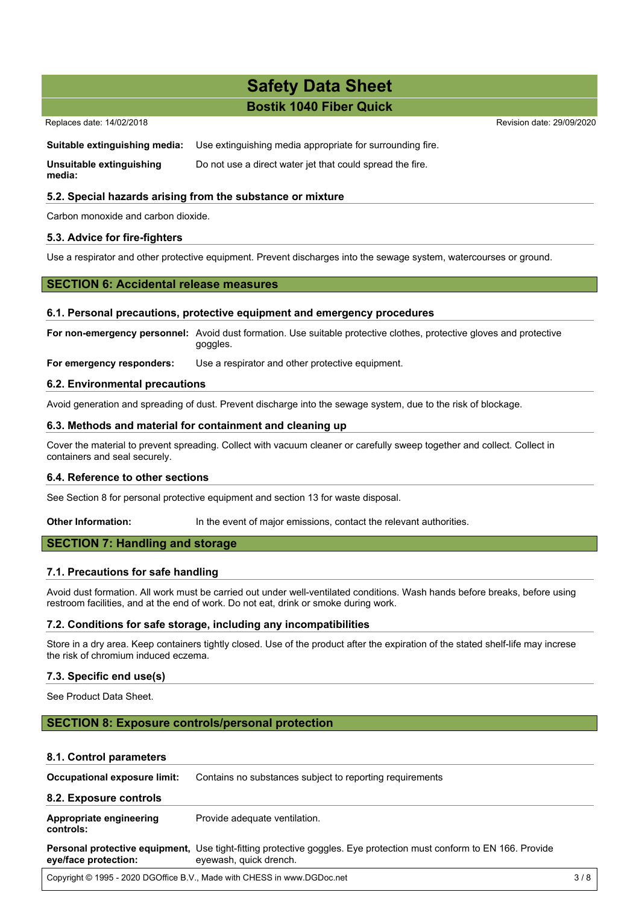| | |
|---|---|
| **Suitable extinguishing media:** | Use extinguishing media appropriate for surrounding fire. |
| **Unsuitable extinguishing media:** | Do not use a direct water jet that could spread the fire. |

### 5.2. Special hazards arising from the substance or mixture

Carbon monoxide and carbon dioxide.

### 5.3. Advice for fire-fighters

Use a respirator and other protective equipment. Prevent discharges into the sewage system, watercourses or ground.

## SECTION 6: Accidental release measures

### 6.1. Personal precautions, protective equipment and emergency procedures

| | |
|---|---|
| **For non-emergency personnel:** | Avoid dust formation. Use suitable protective clothes, protective gloves and protective goggles. |
| **For emergency responders:** | Use a respirator and other protective equipment. |

### 6.2. Environmental precautions

Avoid generation and spreading of dust. Prevent discharge into the sewage system, due to the risk of blockage.

### 6.3. Methods and material for containment and cleaning up

Cover the material to prevent spreading. Collect with vacuum cleaner or carefully sweep together and collect. Collect in containers and seal securely.

### 6.4. Reference to other sections

See Section 8 for personal protective equipment and section 13 for waste disposal.

**Other Information:** In the event of major emissions, contact the relevant authorities.

## SECTION 7: Handling and storage

### 7.1. Precautions for safe handling

Avoid dust formation. All work must be carried out under well-ventilated conditions. Wash hands before breaks, before using restroom facilities, and at the end of work. Do not eat, drink or smoke during work.

### 7.2. Conditions for safe storage, including any incompatibilities

Store in a dry area. Keep containers tightly closed. Use of the product after the expiration of the stated shelf-life may increse the risk of chromium induced eczema.

### 7.3. Specific end use(s)

See Product Data Sheet.

## SECTION 8: Exposure controls/personal protection

### 8.1. Control parameters

**Occupational exposure limit:** Contains no substances subject to reporting requirements

### 8.2. Exposure controls

| | |
|---|---|
| **Appropriate engineering controls:** | Provide adequate ventilation. |
| **Personal protective equipment, eye/face protection:** | Use tight-fitting protective goggles. Eye protection must conform to EN 166. Provide eyewash, quick drench. |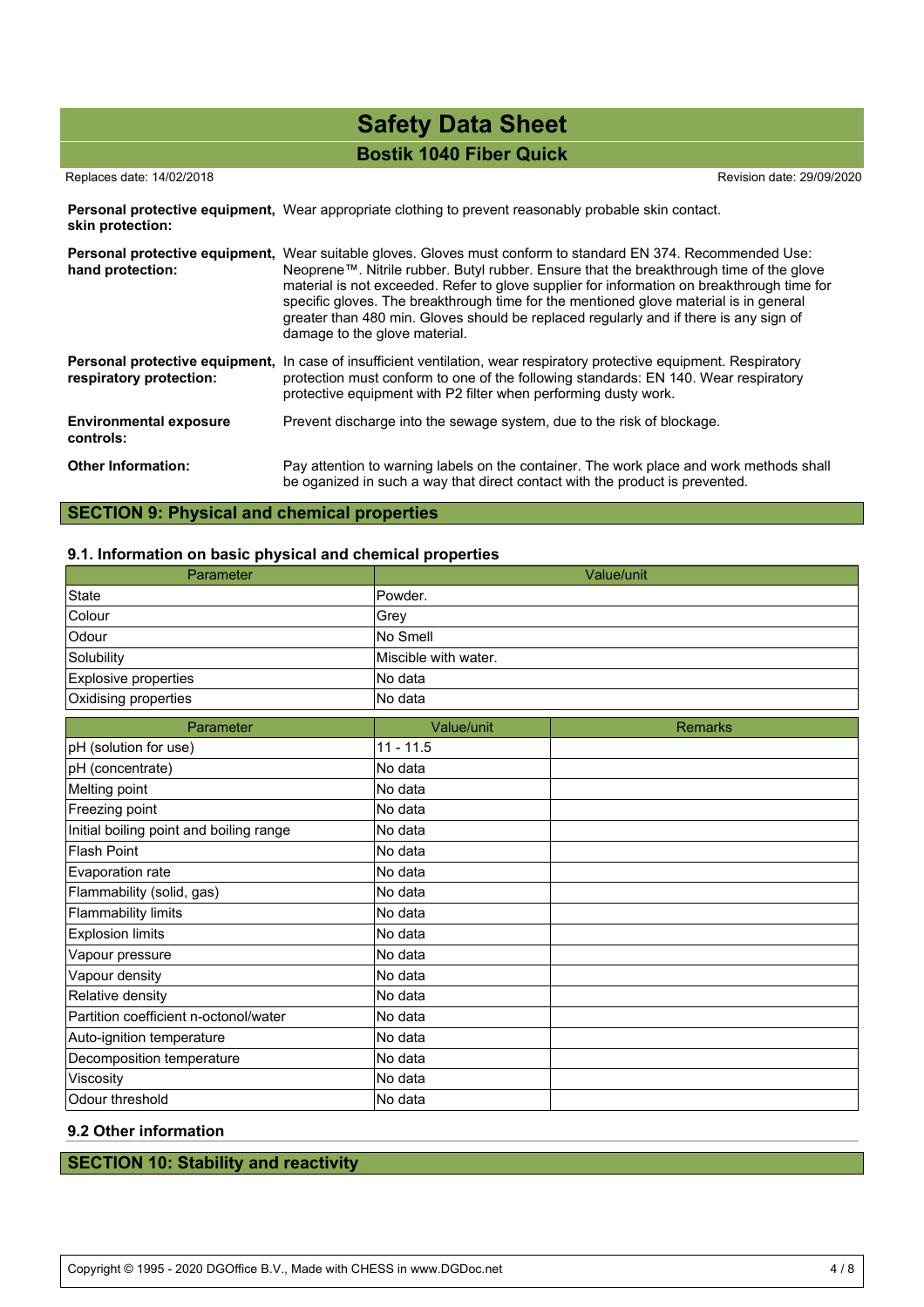**Personal protective equipment, skin protection:** Wear appropriate clothing to prevent reasonably probable skin contact.

**Personal protective equipment, hand protection:** Wear suitable gloves. Gloves must conform to standard EN 374. Recommended Use: Neoprene™. Nitrile rubber. Butyl rubber. Ensure that the breakthrough time of the glove material is not exceeded. Refer to glove supplier for information on breakthrough time for specific gloves. The breakthrough time for the mentioned glove material is in general greater than 480 min. Gloves should be replaced regularly and if there is any sign of damage to the glove material.

**Personal protective equipment, respiratory protection:** In case of insufficient ventilation, wear respiratory protective equipment. Respiratory protection must conform to one of the following standards: EN 140. Wear respiratory protective equipment with P2 filter when performing dusty work.

**Environmental exposure controls:** Prevent discharge into the sewage system, due to the risk of blockage.

**Other Information:** Pay attention to warning labels on the container. The work place and work methods shall be oganized in such a way that direct contact with the product is prevented.

## SECTION 9: Physical and chemical properties

### 9.1. Information on basic physical and chemical properties

| Parameter | Value/unit |
|---|---|
| State | Powder. |
| Colour | Grey |
| Odour | No Smell |
| Solubility | Miscible with water. |
| Explosive properties | No data |
| Oxidising properties | No data |

| Parameter | Value/unit | Remarks |
|---|---|---|
| pH (solution for use) | 11 - 11.5 | |
| pH (concentrate) | No data | |
| Melting point | No data | |
| Freezing point | No data | |
| Initial boiling point and boiling range | No data | |
| Flash Point | No data | |
| Evaporation rate | No data | |
| Flammability (solid, gas) | No data | |
| Flammability limits | No data | |
| Explosion limits | No data | |
| Vapour pressure | No data | |
| Vapour density | No data | |
| Relative density | No data | |
| Partition coefficient n-octonol/water | No data | |
| Auto-ignition temperature | No data | |
| Decomposition temperature | No data | |
| Viscosity | No data | |
| Odour threshold | No data | |

### 9.2 Other information

## SECTION 10: Stability and reactivity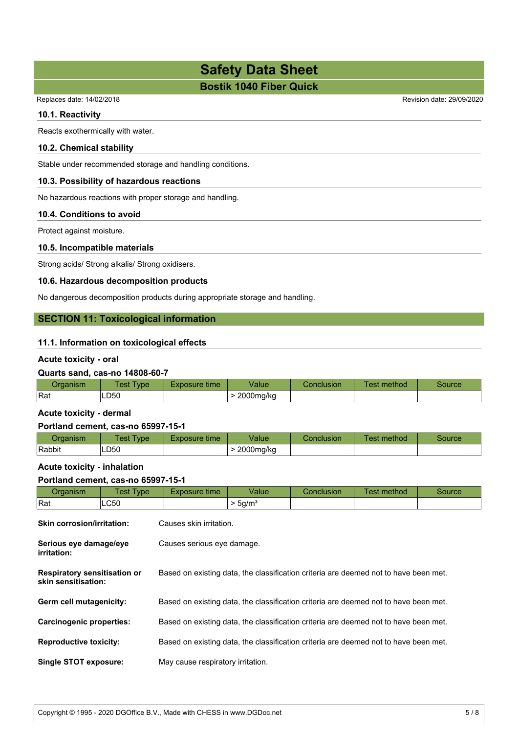### 10.1. Reactivity

Reacts exothermically with water.

### 10.2. Chemical stability

Stable under recommended storage and handling conditions.

### 10.3. Possibility of hazardous reactions

No hazardous reactions with proper storage and handling.

### 10.4. Conditions to avoid

Protect against moisture.

### 10.5. Incompatible materials

Strong acids/ Strong alkalis/ Strong oxidisers.

### 10.6. Hazardous decomposition products

No dangerous decomposition products during appropriate storage and handling.

## SECTION 11: Toxicological information

### 11.1. Information on toxicological effects

**Acute toxicity - oral**

**Quarts sand, cas-no 14808-60-7**

| Organism | Test Type | Exposure time | Value | Conclusion | Test method | Source |
|---|---|---|---|---|---|---|
| Rat | LD50 | | > 2000mg/kg | | | |

**Acute toxicity - dermal**

**Portland cement, cas-no 65997-15-1**

| Organism | Test Type | Exposure time | Value | Conclusion | Test method | Source |
|---|---|---|---|---|---|---|
| Rabbit | LD50 | | > 2000mg/kg | | | |

**Acute toxicity - inhalation**

**Portland cement, cas-no 65997-15-1**

| Organism | Test Type | Exposure time | Value | Conclusion | Test method | Source |
|---|---|---|---|---|---|---|
| Rat | LC50 | | > 5g/m³ | | | |

**Skin corrosion/irritation:** Causes skin irritation.

**Serious eye damage/eye irritation:** Causes serious eye damage.

**Respiratory sensitisation or skin sensitisation:** Based on existing data, the classification criteria are deemed not to have been met.

**Germ cell mutagenicity:** Based on existing data, the classification criteria are deemed not to have been met.

**Carcinogenic properties:** Based on existing data, the classification criteria are deemed not to have been met.

**Reproductive toxicity:** Based on existing data, the classification criteria are deemed not to have been met.

**Single STOT exposure:** May cause respiratory irritation.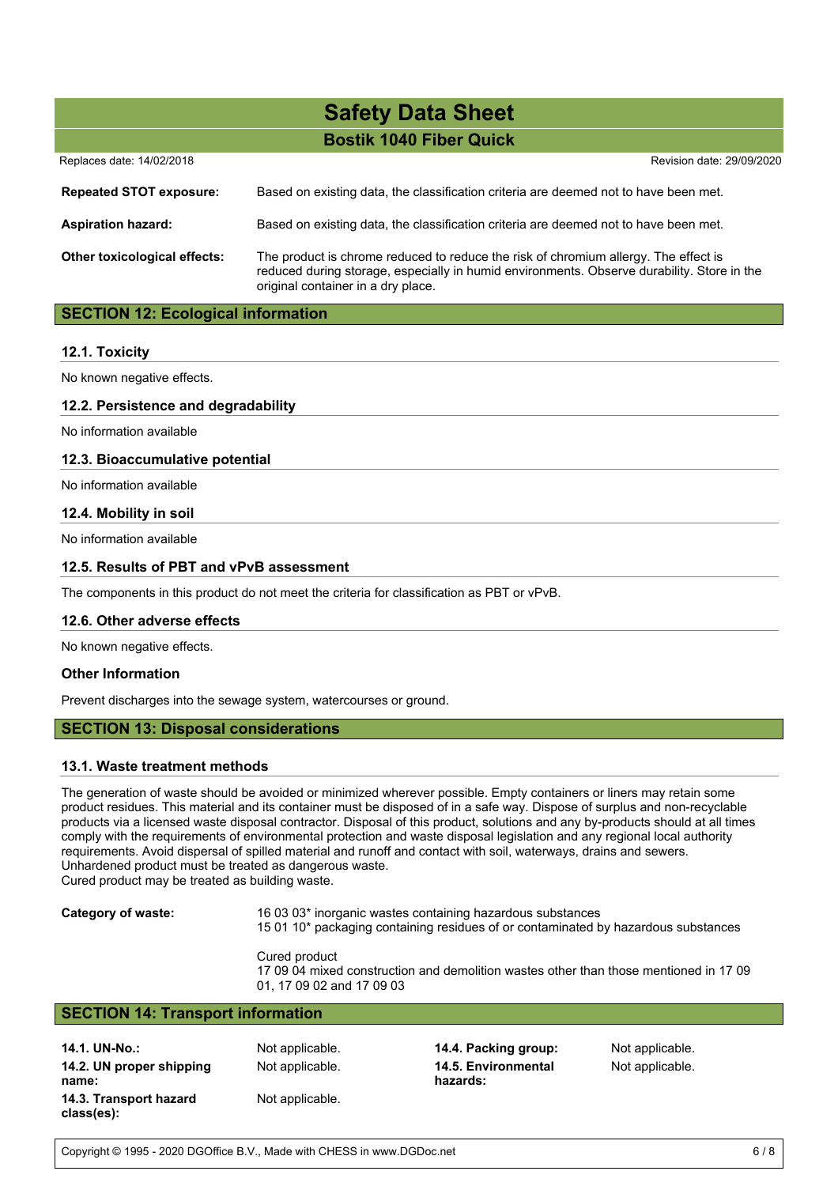| | |
|---|---|
| **Repeated STOT exposure:** | Based on existing data, the classification criteria are deemed not to have been met. |
| **Aspiration hazard:** | Based on existing data, the classification criteria are deemed not to have been met. |
| **Other toxicological effects:** | The product is chrome reduced to reduce the risk of chromium allergy. The effect is reduced during storage, especially in humid environments. Observe durability. Store in the original container in a dry place. |

## SECTION 12: Ecological information

### 12.1. Toxicity

No known negative effects.

### 12.2. Persistence and degradability

No information available

### 12.3. Bioaccumulative potential

No information available

### 12.4. Mobility in soil

No information available

### 12.5. Results of PBT and vPvB assessment

The components in this product do not meet the criteria for classification as PBT or vPvB.

### 12.6. Other adverse effects

No known negative effects.

### Other Information

Prevent discharges into the sewage system, watercourses or ground.

## SECTION 13: Disposal considerations

### 13.1. Waste treatment methods

The generation of waste should be avoided or minimized wherever possible. Empty containers or liners may retain some product residues. This material and its container must be disposed of in a safe way. Dispose of surplus and non-recyclable products via a licensed waste disposal contractor. Disposal of this product, solutions and any by-products should at all times comply with the requirements of environmental protection and waste disposal legislation and any regional local authority requirements. Avoid dispersal of spilled material and runoff and contact with soil, waterways, drains and sewers.
Unhardened product must be treated as dangerous waste.
Cured product may be treated as building waste.

**Category of waste:**

16 03 03* inorganic wastes containing hazardous substances
15 01 10* packaging containing residues of or contaminated by hazardous substances

Cured product
17 09 04 mixed construction and demolition wastes other than those mentioned in 17 09 01, 17 09 02 and 17 09 03

## SECTION 14: Transport information

| | | | |
|---|---|---|---|
| **14.1. UN-No.:** | Not applicable. | **14.4. Packing group:** | Not applicable. |
| **14.2. UN proper shipping name:** | Not applicable. | **14.5. Environmental hazards:** | Not applicable. |
| **14.3. Transport hazard class(es):** | Not applicable. | | |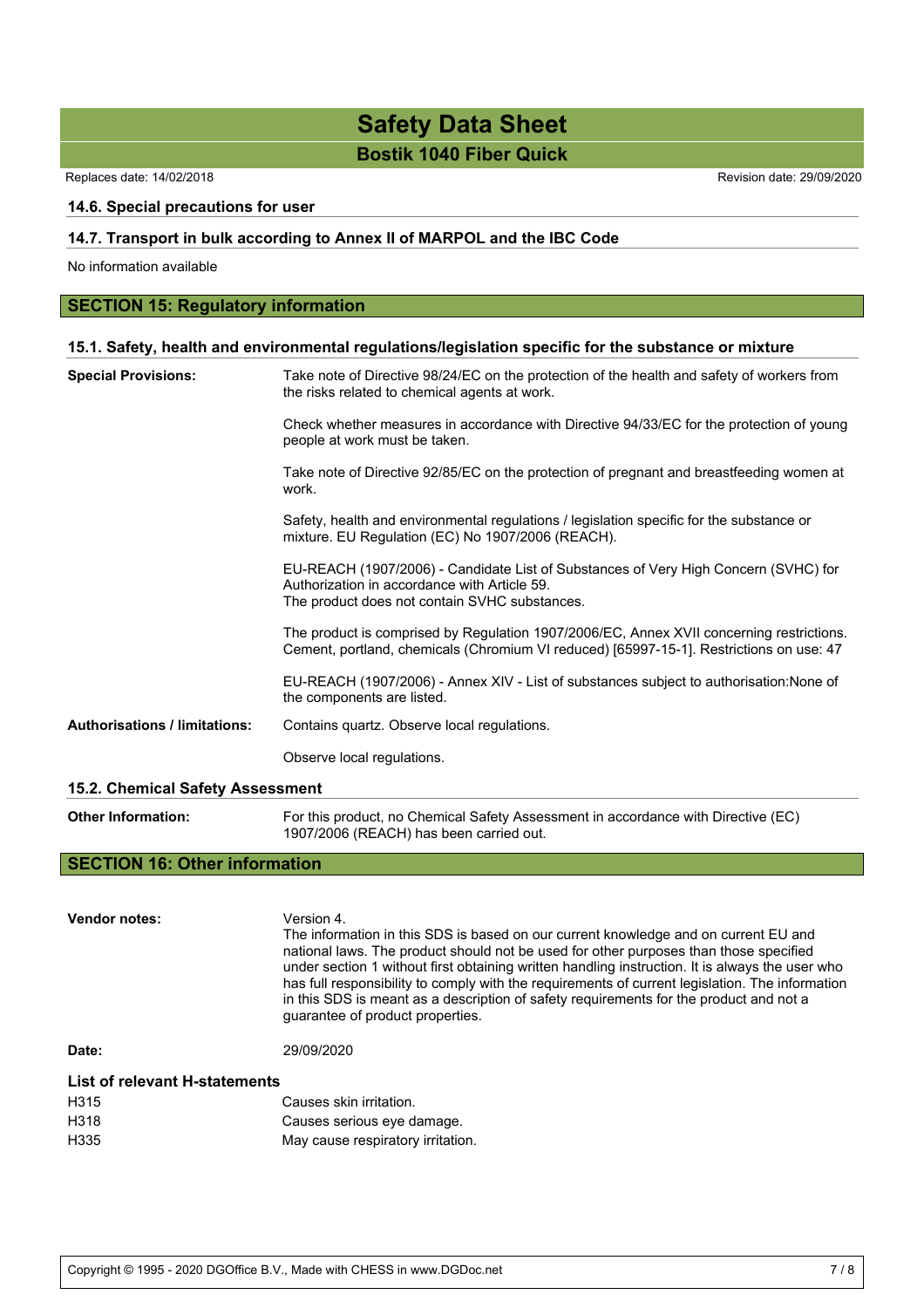#### 14.6. Special precautions for user

#### 14.7. Transport in bulk according to Annex II of MARPOL and the IBC Code

No information available

## SECTION 15: Regulatory information

#### 15.1. Safety, health and environmental regulations/legislation specific for the substance or mixture

**Special Provisions:**

Take note of Directive 98/24/EC on the protection of the health and safety of workers from the risks related to chemical agents at work.

Check whether measures in accordance with Directive 94/33/EC for the protection of young people at work must be taken.

Take note of Directive 92/85/EC on the protection of pregnant and breastfeeding women at work.

Safety, health and environmental regulations / legislation specific for the substance or mixture. EU Regulation (EC) No 1907/2006 (REACH).

EU-REACH (1907/2006) - Candidate List of Substances of Very High Concern (SVHC) for Authorization in accordance with Article 59.
The product does not contain SVHC substances.

The product is comprised by Regulation 1907/2006/EC, Annex XVII concerning restrictions. Cement, portland, chemicals (Chromium VI reduced) [65997-15-1]. Restrictions on use: 47

EU-REACH (1907/2006) - Annex XIV - List of substances subject to authorisation:None of the components are listed.

**Authorisations / limitations:**

Contains quartz. Observe local regulations.

Observe local regulations.

#### 15.2. Chemical Safety Assessment

**Other Information:** For this product, no Chemical Safety Assessment in accordance with Directive (EC) 1907/2006 (REACH) has been carried out.

## SECTION 16: Other information

**Vendor notes:**

Version 4.
The information in this SDS is based on our current knowledge and on current EU and national laws. The product should not be used for other purposes than those specified under section 1 without first obtaining written handling instruction. It is always the user who has full responsibility to comply with the requirements of current legislation. The information in this SDS is meant as a description of safety requirements for the product and not a guarantee of product properties.

**Date:** 29/09/2020

#### List of relevant H-statements

| | |
|---|---|
| H315 | Causes skin irritation. |
| H318 | Causes serious eye damage. |
| H335 | May cause respiratory irritation. |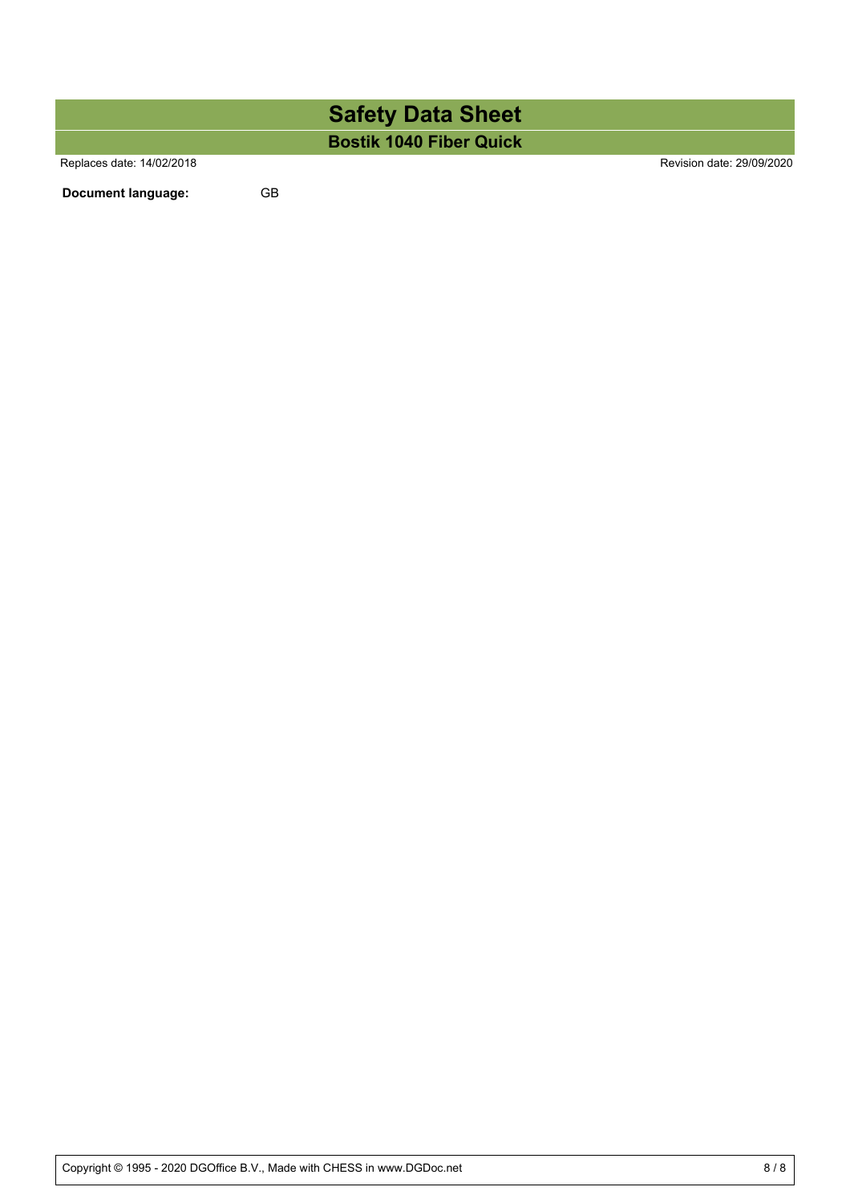**Document language:** GB